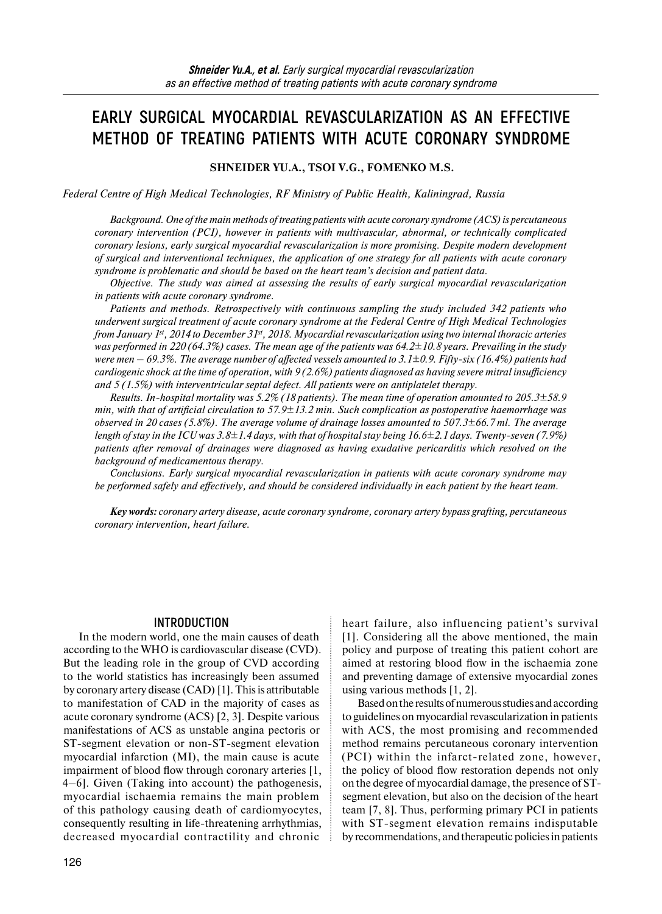# EARLY SURGICAL MYOCARDIAL REVASCULARIZATION AS AN EFFECTIVE METHOD OF TREATING PATIENTS WITH ACUTE CORONARY SYNDROME

**SHNEIDER YU.A., TSOI V.G., FOMENKO M.S.**

*Federal Centre of High Medical Technologies, RF Ministry of Public Health, Kaliningrad, Russia*

*Background. One of the main methods of treating patients with acute coronary syndrome (ACS) is percutaneous coronary intervention (PCI), however in patients with multivascular, abnormal, or technically complicated coronary lesions, early surgical myocardial revascularization is more promising. Despite modern development of surgical and interventional techniques, the application of one strategy for all patients with acute coronary syndrome is problematic and should be based on the heart team's decision and patient data.*

*Objective. The study was aimed at assessing the results of early surgical myocardial revascularization in patients with acute coronary syndrome.*

*Patients and methods. Retrospectively with continuous sampling the study included 342 patients who underwent surgical treatment of acute coronary syndrome at the Federal Centre of High Medical Technologies from January 1st, 2014 to December 31st, 2018. Myocardial revascularization using two internal thoracic arteries was performed in 220 (64.3%) cases. The mean age of the patients was 64.2±10.8 years. Prevailing in the study were men – 69.3%. The average number of affected vessels amounted to 3.1±0.9. Fifty-six (16.4%) patients had cardiogenic shock at the time of operation, with 9 (2.6%) patients diagnosed as having severe mitral insufficiency and 5 (1.5%) with interventricular septal defect. All patients were on antiplatelet therapy.*

*Results. In-hospital mortality was 5.2% (18 patients). The mean time of operation amounted to 205.3±58.9 min, with that of artificial circulation to 57.9±13.2 min. Such complication as postoperative haemorrhage was observed in 20 cases (5.8%). The average volume of drainage losses amounted to 507.3±66.7 ml. The average length of stay in the ICU was 3.8±1.4 days, with that of hospital stay being 16.6±2.1 days. Twenty-seven (7.9%) patients after removal of drainages were diagnosed as having exudative pericarditis which resolved on the background of medicamentous therapy.*

*Conclusions. Early surgical myocardial revascularization in patients with acute coronary syndrome may be performed safely and effectively, and should be considered individually in each patient by the heart team.*

***Key words:** coronary artery disease, acute coronary syndrome, coronary artery bypass grafting, percutaneous coronary intervention, heart failure.*

## INTRODUCTION

In the modern world, one the main causes of death according to the WHO is cardiovascular disease (CVD). But the leading role in the group of CVD according to the world statistics has increasingly been assumed by coronary artery disease (CAD) [1]. This is attributable to manifestation of CAD in the majority of cases as acute coronary syndrome (ACS) [2, 3]. Despite various manifestations of ACS as unstable angina pectoris or ST-segment elevation or non-ST-segment elevation myocardial infarction (MI), the main cause is acute impairment of blood flow through coronary arteries [1, 4–6]. Given (Taking into account) the pathogenesis, myocardial ischaemia remains the main problem of this pathology causing death of cardiomyocytes, consequently resulting in life-threatening arrhythmias, decreased myocardial contractility and chronic heart failure, also influencing patient's survival [1]. Considering all the above mentioned, the main policy and purpose of treating this patient cohort are aimed at restoring blood flow in the ischaemia zone and preventing damage of extensive myocardial zones using various methods [1, 2].

Based on the results of numerous studies and according to guidelines on myocardial revascularization in patients with ACS, the most promising and recommended method remains percutaneous coronary intervention (PCI) within the infarct-related zone, however, the policy of blood flow restoration depends not only on the degree of myocardial damage, the presence of ST-segment elevation, but also on the decision of the heart team [7, 8]. Thus, performing primary PCI in patients with ST-segment elevation remains indisputable by recommendations, and therapeutic policies in patients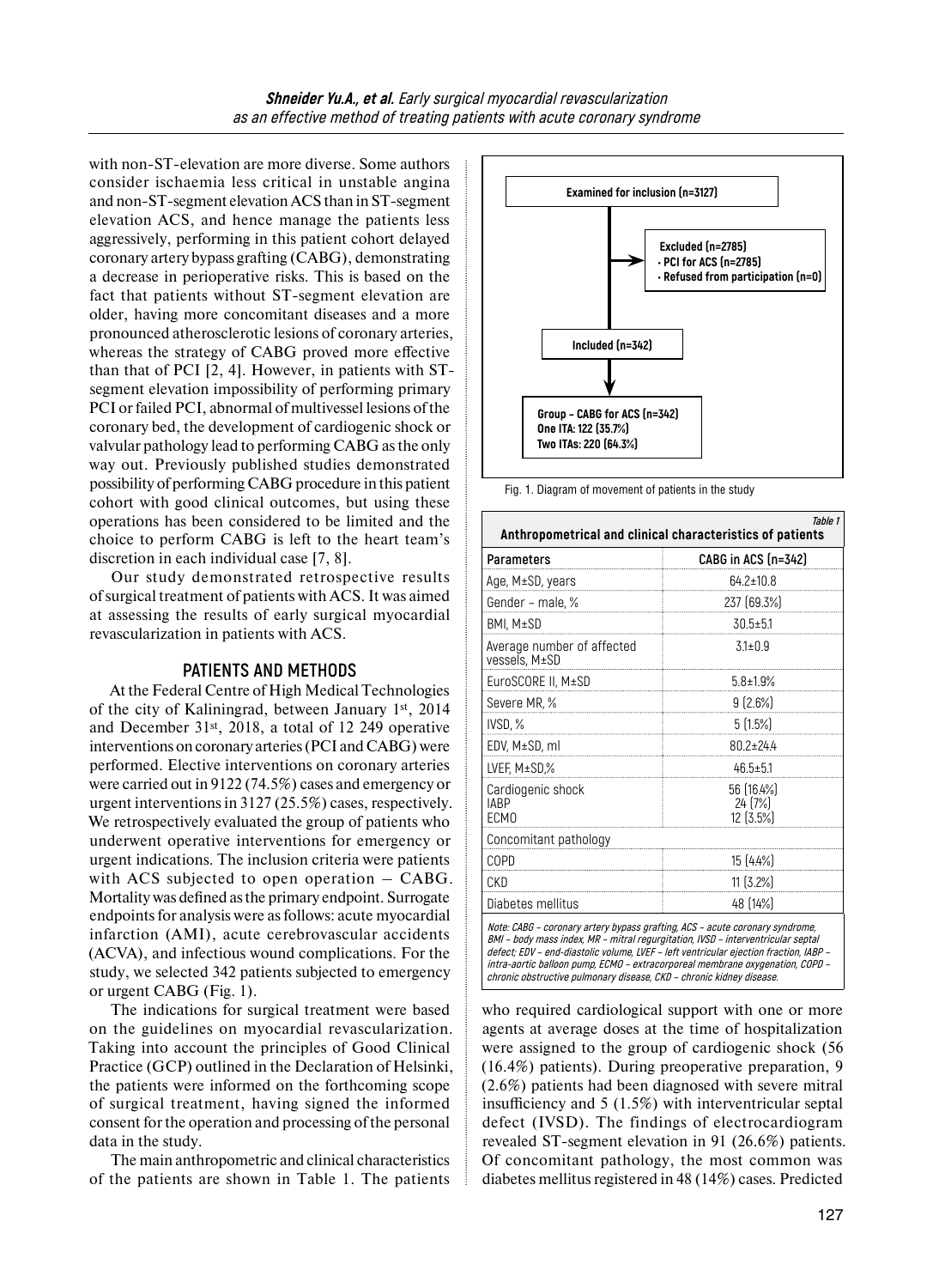with non-ST-elevation are more diverse. Some authors consider ischaemia less critical in unstable angina and non-ST-segment elevation ACS than in ST-segment elevation ACS, and hence manage the patients less aggressively, performing in this patient cohort delayed coronary artery bypass grafting (CABG), demonstrating a decrease in perioperative risks. This is based on the fact that patients without ST-segment elevation are older, having more concomitant diseases and a more pronounced atherosclerotic lesions of coronary arteries, whereas the strategy of CABG proved more effective than that of PCI [2, 4]. However, in patients with ST-segment elevation impossibility of performing primary PCI or failed PCI, abnormal of multivessel lesions of the coronary bed, the development of cardiogenic shock or valvular pathology lead to performing CABG as the only way out. Previously published studies demonstrated possibility of performing CABG procedure in this patient cohort with good clinical outcomes, but using these operations has been considered to be limited and the choice to perform CABG is left to the heart team's discretion in each individual case [7, 8].

Our study demonstrated retrospective results of surgical treatment of patients with ACS. It was aimed at assessing the results of early surgical myocardial revascularization in patients with ACS.

## PATIENTS AND METHODS

At the Federal Centre of High Medical Technologies of the city of Kaliningrad, between January 1st, 2014 and December 31st, 2018, a total of 12 249 operative interventions on coronary arteries (PCI and CABG) were performed. Elective interventions on coronary arteries were carried out in 9122 (74.5%) cases and emergency or urgent interventions in 3127 (25.5%) cases, respectively. We retrospectively evaluated the group of patients who underwent operative interventions for emergency or urgent indications. The inclusion criteria were patients with ACS subjected to open operation – CABG. Mortality was defined as the primary endpoint. Surrogate endpoints for analysis were as follows: acute myocardial infarction (AMI), acute cerebrovascular accidents (ACVA), and infectious wound complications. For the study, we selected 342 patients subjected to emergency or urgent CABG (Fig. 1).

Examined for inclusion (n=3127)

Excluded (n=2785)
- PCI for ACS (n=2785)
- Refused from participation (n=0)

Included (n=342)

Group – CABG for ACS (n=342)
One ITA: 122 (35.7%)
Two ITAs: 220 (64.3%)

Fig. 1. Diagram of movement of patients in the study

The indications for surgical treatment were based on the guidelines on myocardial revascularization. Taking into account the principles of Good Clinical Practice (GCP) outlined in the Declaration of Helsinki, the patients were informed on the forthcoming scope of surgical treatment, having signed the informed consent for the operation and processing of the personal data in the study.

The main anthropometric and clinical characteristics of the patients are shown in Table 1. The patients who required cardiological support with one or more agents at average doses at the time of hospitalization were assigned to the group of cardiogenic shock (56 (16.4%) patients). During preoperative preparation, 9 (2.6%) patients had been diagnosed with severe mitral insufficiency and 5 (1.5%) with interventricular septal defect (IVSD). The findings of electrocardiogram revealed ST-segment elevation in 91 (26.6%) patients. Of concomitant pathology, the most common was diabetes mellitus registered in 48 (14%) cases. Predicted

*Table 1*

**Anthropometrical and clinical characteristics of patients**

| Parameters | CABG in ACS (n=342) |
|---|---|
| Age, M±SD, years | 64.2±10.8 |
| Gender – male, % | 237 (69.3%) |
| BMI, M±SD | 30.5±5.1 |
| Average number of affected vessels, M±SD | 3.1±0.9 |
| EuroSCORE II, M±SD | 5.8±1.9% |
| Severe MR, % | 9 (2.6%) |
| IVSD, % | 5 (1.5%) |
| EDV, M±SD, ml | 80.2±24.4 |
| LVEF, M±SD,% | 46.5±5.1 |
| Cardiogenic shock<br>IABP<br>ECMO | 56 (16.4%)<br>24 (7%)<br>12 (3.5%) |
| Concomitant pathology | |
| COPD | 15 (4.4%) |
| CKD | 11 (3.2%) |
| Diabetes mellitus | 48 (14%) |

*Note: CABG – coronary artery bypass grafting, ACS – acute coronary syndrome, BMI – body mass index, MR – mitral regurgitation, IVSD – interventricular septal defect; EDV – end-diastolic volume, LVEF – left ventricular ejection fraction, IABP – intra-aortic balloon pump, ECMO – extracorporeal membrane oxygenation, COPD – chronic obstructive pulmonary disease, CKD – chronic kidney disease.*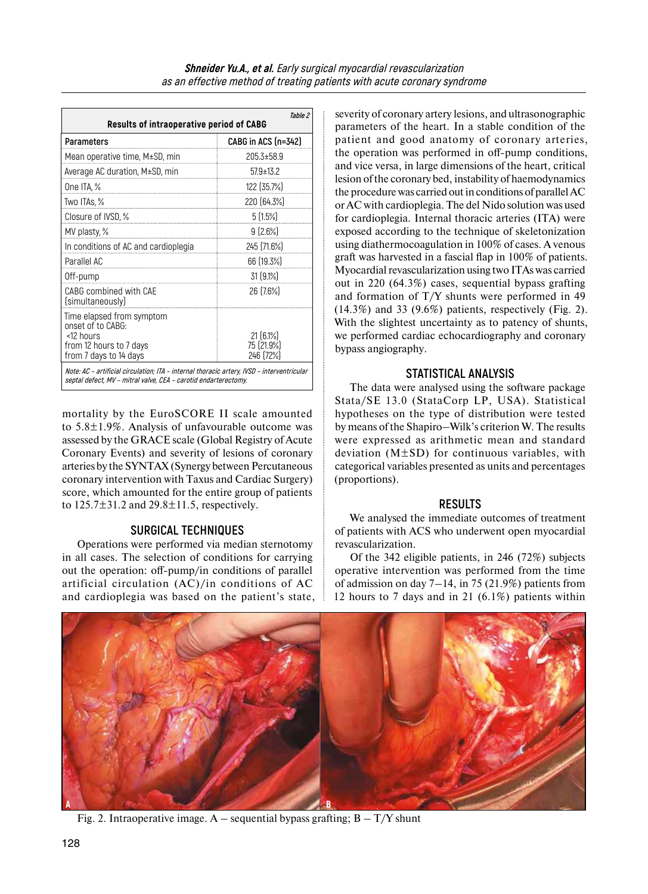Table 2

**Results of intraoperative period of CABG**

| Parameters | CABG in ACS (n=342) |
|---|---|
| Mean operative time, M±SD, min | 205.3±58.9 |
| Average AC duration, M±SD, min | 57.9±13.2 |
| One ITA, % | 122 (35.7%) |
| Two ITAs, % | 220 (64.3%) |
| Closure of IVSD, % | 5 (1.5%) |
| MV plasty, % | 9 (2.6%) |
| In conditions of AC and cardioplegia | 245 (71.6%) |
| Parallel AC | 66 (19.3%) |
| Off-pump | 31 (9.1%) |
| CABG combined with CAE (simultaneously) | 26 (7.6%) |
| Time elapsed from symptom onset to CABG: | |
| <12 hours | 21 (6.1%) |
| from 12 hours to 7 days | 75 (21.9%) |
| from 7 days to 14 days | 246 (72%) |

*Note: AC – artificial circulation; ITA – internal thoracic artery, IVSD – interventricular septal defect, MV – mitral valve, CEA – carotid endarterectomy.*

mortality by the EuroSCORE II scale amounted to 5.8±1.9%. Analysis of unfavourable outcome was assessed by the GRACE scale (Global Registry of Acute Coronary Events) and severity of lesions of coronary arteries by the SYNTAX (Synergy between Percutaneous coronary intervention with Taxus and Cardiac Surgery) score, which amounted for the entire group of patients to 125.7±31.2 and 29.8±11.5, respectively.

## SURGICAL TECHNIQUES

Operations were performed via median sternotomy in all cases. The selection of conditions for carrying out the operation: off-pump/in conditions of parallel artificial circulation (AC)/in conditions of AC and cardioplegia was based on the patient's state, severity of coronary artery lesions, and ultrasonographic parameters of the heart. In a stable condition of the patient and good anatomy of coronary arteries, the operation was performed in off-pump conditions, and vice versa, in large dimensions of the heart, critical lesion of the coronary bed, instability of haemodynamics the procedure was carried out in conditions of parallel AC or AC with cardioplegia. The del Nido solution was used for cardioplegia. Internal thoracic arteries (ITA) were exposed according to the technique of skeletonization using diathermocoagulation in 100% of cases. A venous graft was harvested in a fascial flap in 100% of patients. Myocardial revascularization using two ITAs was carried out in 220 (64.3%) cases, sequential bypass grafting and formation of T/Y shunts were performed in 49 (14.3%) and 33 (9.6%) patients, respectively (Fig. 2). With the slightest uncertainty as to patency of shunts, we performed cardiac echocardiography and coronary bypass angiography.

## STATISTICAL ANALYSIS

The data were analysed using the software package Stata/SE 13.0 (StataCorp LP, USA). Statistical hypotheses on the type of distribution were tested by means of the Shapiro–Wilk's criterion W. The results were expressed as arithmetic mean and standard deviation (M±SD) for continuous variables, with categorical variables presented as units and percentages (proportions).

## RESULTS

We analysed the immediate outcomes of treatment of patients with ACS who underwent open myocardial revascularization.

Of the 342 eligible patients, in 246 (72%) subjects operative intervention was performed from the time of admission on day 7–14, in 75 (21.9%) patients from 12 hours to 7 days and in 21 (6.1%) patients within

Fig. 2. Intraoperative image. A – sequential bypass grafting; B – T/Y shunt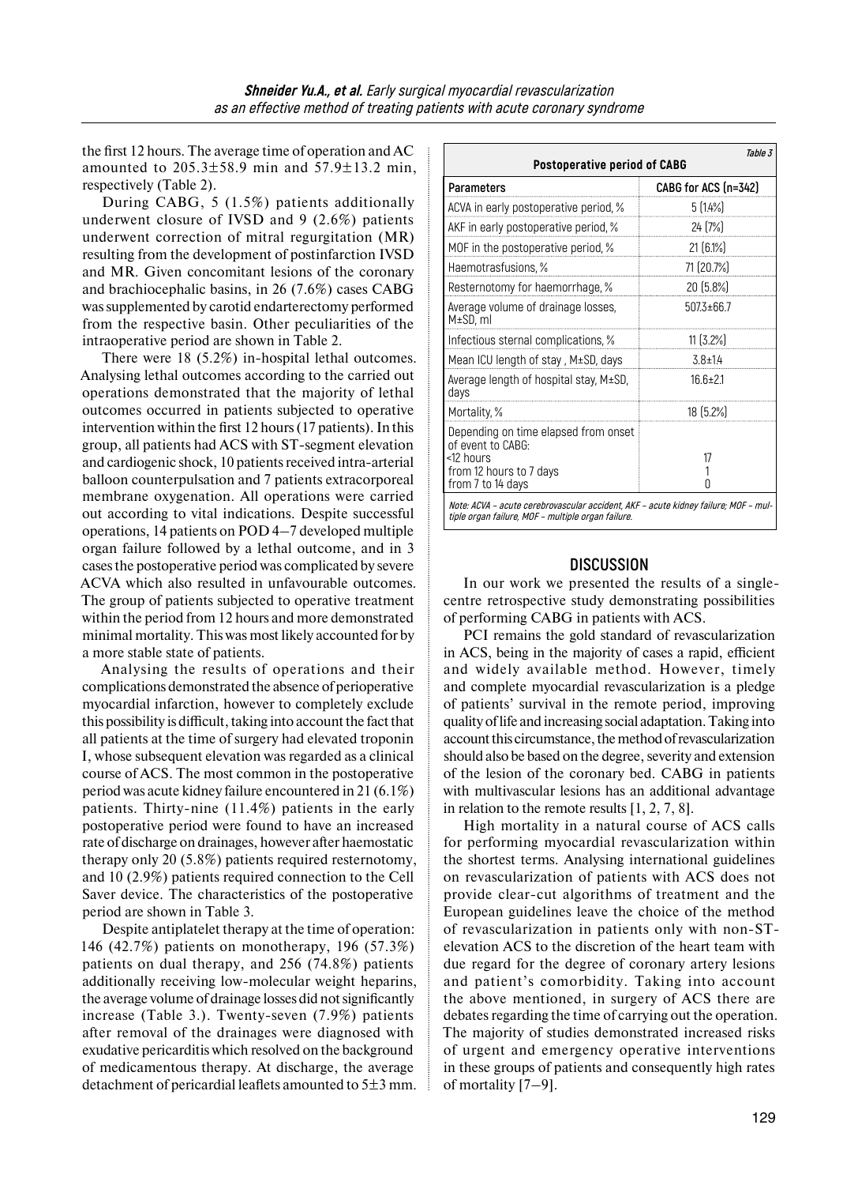the first 12 hours. The average time of operation and AC amounted to 205.3±58.9 min and 57.9±13.2 min, respectively (Table 2).

During CABG, 5 (1.5%) patients additionally underwent closure of IVSD and 9 (2.6%) patients underwent correction of mitral regurgitation (MR) resulting from the development of postinfarction IVSD and MR. Given concomitant lesions of the coronary and brachiocephalic basins, in 26 (7.6%) cases CABG was supplemented by carotid endarterectomy performed from the respective basin. Other peculiarities of the intraoperative period are shown in Table 2.

There were 18 (5.2%) in-hospital lethal outcomes. Analysing lethal outcomes according to the carried out operations demonstrated that the majority of lethal outcomes occurred in patients subjected to operative intervention within the first 12 hours (17 patients). In this group, all patients had ACS with ST-segment elevation and cardiogenic shock, 10 patients received intra-arterial balloon counterpulsation and 7 patients extracorporeal membrane oxygenation. All operations were carried out according to vital indications. Despite successful operations, 14 patients on POD 4–7 developed multiple organ failure followed by a lethal outcome, and in 3 cases the postoperative period was complicated by severe ACVA which also resulted in unfavourable outcomes. The group of patients subjected to operative treatment within the period from 12 hours and more demonstrated minimal mortality. This was most likely accounted for by a more stable state of patients.

Analysing the results of operations and their complications demonstrated the absence of perioperative myocardial infarction, however to completely exclude this possibility is difficult, taking into account the fact that all patients at the time of surgery had elevated troponin I, whose subsequent elevation was regarded as a clinical course of ACS. The most common in the postoperative period was acute kidney failure encountered in 21 (6.1%) patients. Thirty-nine (11.4%) patients in the early postoperative period were found to have an increased rate of discharge on drainages, however after haemostatic therapy only 20 (5.8%) patients required resternotomy, and 10 (2.9%) patients required connection to the Cell Saver device. The characteristics of the postoperative period are shown in Table 3.

Despite antiplatelet therapy at the time of operation: 146 (42.7%) patients on monotherapy, 196 (57.3%) patients on dual therapy, and 256 (74.8%) patients additionally receiving low-molecular weight heparins, the average volume of drainage losses did not significantly increase (Table 3.). Twenty-seven (7.9%) patients after removal of the drainages were diagnosed with exudative pericarditis which resolved on the background of medicamentous therapy. At discharge, the average detachment of pericardial leaflets amounted to 5±3 mm.

*Table 3*

**Postoperative period of CABG**

| Parameters | CABG for ACS (n=342) |
|---|---|
| ACVA in early postoperative period, % | 5 (1.4%) |
| AKF in early postoperative period, % | 24 (7%) |
| MOF in the postoperative period, % | 21 (6.1%) |
| Haemotrasfusions, % | 71 (20.7%) |
| Resternotomy for haemorrhage, % | 20 (5.8%) |
| Average volume of drainage losses, M±SD, ml | 507.3±66.7 |
| Infectious sternal complications, % | 11 (3.2%) |
| Mean ICU length of stay , M±SD, days | 3.8±1.4 |
| Average length of hospital stay, M±SD, days | 16.6±2.1 |
| Mortality, % | 18 (5.2%) |
| Depending on time elapsed from onset of event to CABG: | |
| <12 hours | 17 |
| from 12 hours to 7 days | 1 |
| from 7 to 14 days | 0 |

*Note: ACVA – acute cerebrovascular accident, AKF – acute kidney failure; MOF – multiple organ failure, MOF – multiple organ failure.*

## DISCUSSION

In our work we presented the results of a single-centre retrospective study demonstrating possibilities of performing CABG in patients with ACS.

PCI remains the gold standard of revascularization in ACS, being in the majority of cases a rapid, efficient and widely available method. However, timely and complete myocardial revascularization is a pledge of patients' survival in the remote period, improving quality of life and increasing social adaptation. Taking into account this circumstance, the method of revascularization should also be based on the degree, severity and extension of the lesion of the coronary bed. CABG in patients with multivascular lesions has an additional advantage in relation to the remote results [1, 2, 7, 8].

High mortality in a natural course of ACS calls for performing myocardial revascularization within the shortest terms. Analysing international guidelines on revascularization of patients with ACS does not provide clear-cut algorithms of treatment and the European guidelines leave the choice of the method of revascularization in patients only with non-ST-elevation ACS to the discretion of the heart team with due regard for the degree of coronary artery lesions and patient's comorbidity. Taking into account the above mentioned, in surgery of ACS there are debates regarding the time of carrying out the operation. The majority of studies demonstrated increased risks of urgent and emergency operative interventions in these groups of patients and consequently high rates of mortality [7–9].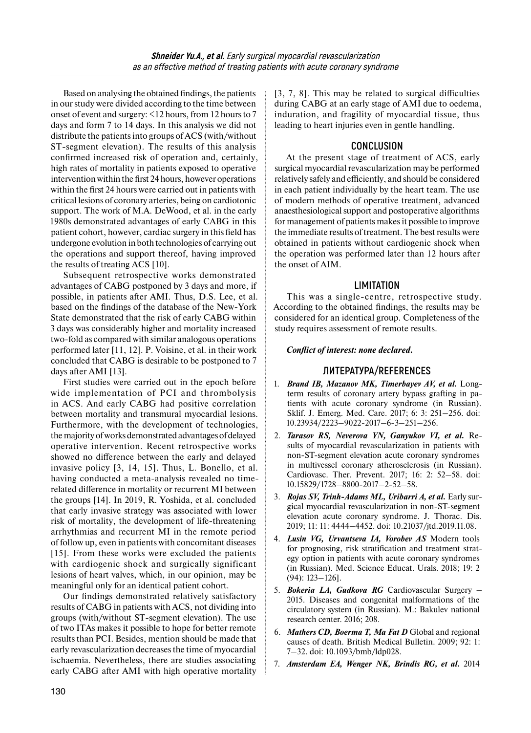Based on analysing the obtained findings, the patients in our study were divided according to the time between onset of event and surgery: <12 hours, from 12 hours to 7 days and form 7 to 14 days. In this analysis we did not distribute the patients into groups of ACS (with/without ST-segment elevation). The results of this analysis confirmed increased risk of operation and, certainly, high rates of mortality in patients exposed to operative intervention within the first 24 hours, however operations within the first 24 hours were carried out in patients with critical lesions of coronary arteries, being on cardiotonic support. The work of M.A. DeWood, et al. in the early 1980s demonstrated advantages of early CABG in this patient cohort, however, cardiac surgery in this field has undergone evolution in both technologies of carrying out the operations and support thereof, having improved the results of treating ACS [10].

Subsequent retrospective works demonstrated advantages of CABG postponed by 3 days and more, if possible, in patients after AMI. Thus, D.S. Lee, et al. based on the findings of the database of the New-York State demonstrated that the risk of early CABG within 3 days was considerably higher and mortality increased two-fold as compared with similar analogous operations performed later [11, 12]. P. Voisine, et al. in their work concluded that CABG is desirable to be postponed to 7 days after AMI [13].

First studies were carried out in the epoch before wide implementation of PCI and thrombolysis in ACS. And early CABG had positive correlation between mortality and transmural myocardial lesions. Furthermore, with the development of technologies, the majority of works demonstrated advantages of delayed operative intervention. Recent retrospective works showed no difference between the early and delayed invasive policy [3, 14, 15]. Thus, L. Bonello, et al. having conducted a meta-analysis revealed no time-related difference in mortality or recurrent MI between the groups [14]. In 2019, R. Yoshida, et al. concluded that early invasive strategy was associated with lower risk of mortality, the development of life-threatening arrhythmias and recurrent MI in the remote period of follow up, even in patients with concomitant diseases [15]. From these works were excluded the patients with cardiogenic shock and surgically significant lesions of heart valves, which, in our opinion, may be meaningful only for an identical patient cohort.

Our findings demonstrated relatively satisfactory results of CABG in patients with ACS, not dividing into groups (with/without ST-segment elevation). The use of two ITAs makes it possible to hope for better remote results than PCI. Besides, mention should be made that early revascularization decreases the time of myocardial ischaemia. Nevertheless, there are studies associating early CABG after AMI with high operative mortality [3, 7, 8]. This may be related to surgical difficulties during CABG at an early stage of AMI due to oedema, induration, and fragility of myocardial tissue, thus leading to heart injuries even in gentle handling.

## CONCLUSION

At the present stage of treatment of ACS, early surgical myocardial revascularization may be performed relatively safely and efficiently, and should be considered in each patient individually by the heart team. The use of modern methods of operative treatment, advanced anaesthesiological support and postoperative algorithms for management of patients makes it possible to improve the immediate results of treatment. The best results were obtained in patients without cardiogenic shock when the operation was performed later than 12 hours after the onset of AIM.

## LIMITATION

This was a single-centre, retrospective study. According to the obtained findings, the results may be considered for an identical group. Completeness of the study requires assessment of remote results.

***Conflict of interest: none declared.***

## ЛИТЕРАТУРА/REFERENCES

1. ***Brand IB, Mazanov MK, Timerbayev AV, et al.*** Long-term results of coronary artery bypass grafting in patients with acute coronary syndrome (in Russian). Sklif. J. Emerg. Med. Care. 2017; 6: 3: 251–256. doi: 10.23934/2223–9022-2017–6-3–251–256.
2. ***Tarasov RS, Neverova YN, Ganyukov VI, et al.*** Results of myocardial revascularization in patients with non-ST-segment elevation acute coronary syndromes in multivessel coronary atherosclerosis (in Russian). Cardiovasc. Ther. Prevent. 2017; 16: 2: 52–58. doi: 10.15829/1728–8800-2017–2-52–58.
3. ***Rojas SV, Trinh-Adams ML, Uribarri A, et al.*** Early surgical myocardial revascularization in non-ST-segment elevation acute coronary syndrome. J. Thorac. Dis. 2019; 11: 11: 4444–4452. doi: 10.21037/jtd.2019.11.08.
4. ***Lusin VG, Urvantseva IA, Vorobev AS*** Modern tools for prognosing, risk stratification and treatment strategy option in patients with acute coronary syndromes (in Russian). Med. Science Educat. Urals. 2018; 19: 2 (94): 123–126].
5. ***Bokeria LA, Gudkova RG*** Cardiovascular Surgery – 2015. Diseases and congenital malformations of the circulatory system (in Russian). M.: Bakulev national research center. 2016; 208.
6. ***Mathers CD, Boerma T, Ma Fat D*** Global and regional causes of death. British Medical Bulletin. 2009; 92: 1: 7–32. doi: 10.1093/bmb/ldp028.
7. ***Amsterdam EA, Wenger NK, Brindis RG, et al.*** 2014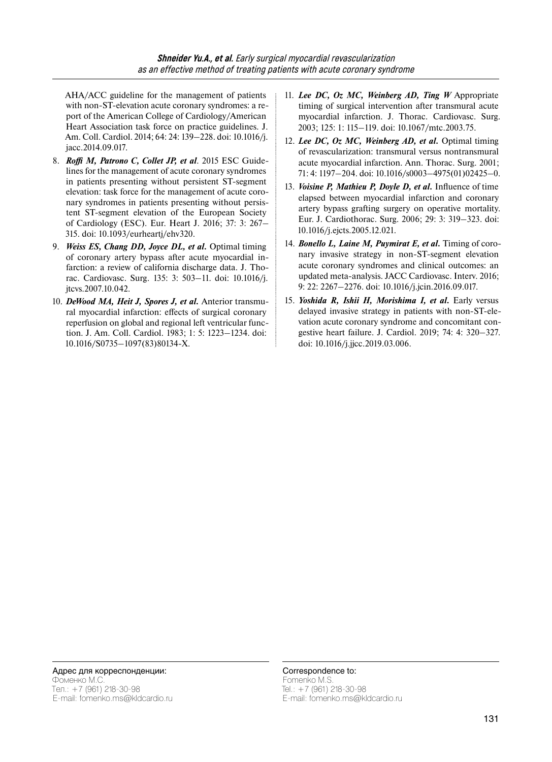AHA/ACC guideline for the management of patients with non-ST-elevation acute coronary syndromes: a report of the American College of Cardiology/American Heart Association task force on practice guidelines. J. Am. Coll. Cardiol. 2014; 64: 24: 139–228. doi: 10.1016/j.jacc.2014.09.017.

8. ***Roffi M, Patrono C, Collet JP, et al***. 2015 ESC Guidelines for the management of acute coronary syndromes in patients presenting without persistent ST-segment elevation: task force for the management of acute coronary syndromes in patients presenting without persistent ST-segment elevation of the European Society of Cardiology (ESC). Eur. Heart J. 2016; 37: 3: 267–315. doi: 10.1093/eurheartj/ehv320.
9. ***Weiss ES, Chang DD, Joyce DL, et al***. Optimal timing of coronary artery bypass after acute myocardial infarction: a review of california discharge data. J. Thorac. Cardiovasc. Surg. 135: 3: 503–11. doi: 10.1016/j.jtcvs.2007.10.042.
10. ***DeWood MA, Heit J, Spores J, et al***. Anterior transmural myocardial infarction: effects of surgical coronary reperfusion on global and regional left ventricular function. J. Am. Coll. Cardiol. 1983; 1: 5: 1223–1234. doi: 10.1016/S0735–1097(83)80134-X.
11. ***Lee DC, Oz MC, Weinberg AD, Ting W*** Appropriate timing of surgical intervention after transmural acute myocardial infarction. J. Thorac. Cardiovasc. Surg. 2003; 125: 1: 115–119. doi: 10.1067/mtc.2003.75.
12. ***Lee DC, Oz MC, Weinberg AD, et al***. Optimal timing of revascularization: transmural versus nontransmural acute myocardial infarction. Ann. Thorac. Surg. 2001; 71: 4: 1197–204. doi: 10.1016/s0003–4975(01)02425–0.
13. ***Voisine P, Mathieu P, Doyle D, et al***. Influence of time elapsed between myocardial infarction and coronary artery bypass grafting surgery on operative mortality. Eur. J. Cardiothorac. Surg. 2006; 29: 3: 319–323. doi: 10.1016/j.ejcts.2005.12.021.
14. ***Bonello L, Laine M, Puymirat E, et al***. Timing of coronary invasive strategy in non-ST-segment elevation acute coronary syndromes and clinical outcomes: an updated meta-analysis. JACC Cardiovasc. Interv. 2016; 9: 22: 2267–2276. doi: 10.1016/j.jcin.2016.09.017.
15. ***Yoshida R, Ishii H, Morishima I, et al***. Early versus delayed invasive strategy in patients with non-ST-elevation acute coronary syndrome and concomitant congestive heart failure. J. Cardiol. 2019; 74: 4: 320–327. doi: 10.1016/j.jjcc.2019.03.006.

Адрес для корреспонденции:
Фоменко М.С.
Тел.: +7 (961) 218-30-98
E-mail: fomenko.ms@kldcardio.ru

Correspondence to:
Fomenko M.S.
Tel.: +7 (961) 218-30-98
E-mail: fomenko.ms@kldcardio.ru